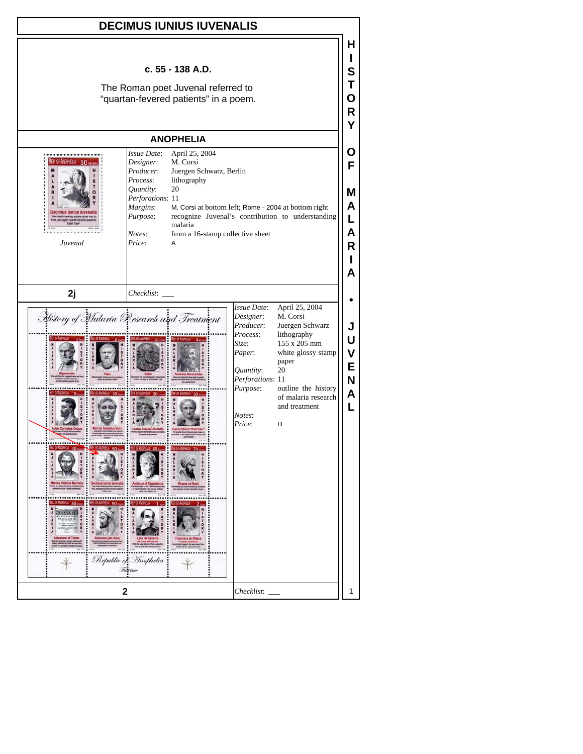# DECIMUS IUNIUS IUVENALIS

**c. 55 - 138 A.D.**

The Roman poet Juvenal referred to "quartan-fevered patients" in a poem.

## ANOPHELIA

*Juvenal*

*Issue Date*: April 25, 2004
*Designer*: M. Corsi
*Producer*: Juergen Schwarz, Berlin
*Process*: lithography
*Quantity*: 20
*Perforations*: 11
*Margins*: M. Corsi at bottom left; Rome - 2004 at bottom right
*Purpose*: recognize Juvenal's contribution to understanding malaria
*Notes*: from a 16-stamp collective sheet
*Price*: A

**2j**

*Checklist*: ___

*Issue Date*: April 25, 2004
*Designer*: M. Corsi
*Producer*: Juergen Schwarz
*Process*: lithography
*Size*: 155 x 205 mm
*Paper*: white glossy stamp paper
*Quantity*: 20
*Perforations*: 11
*Purpose*: outline the history of malaria research and treatment
*Notes*:
*Price*: D

**2**

*Checklist*: ___

HISTORY OF MALARIA • JUVENAL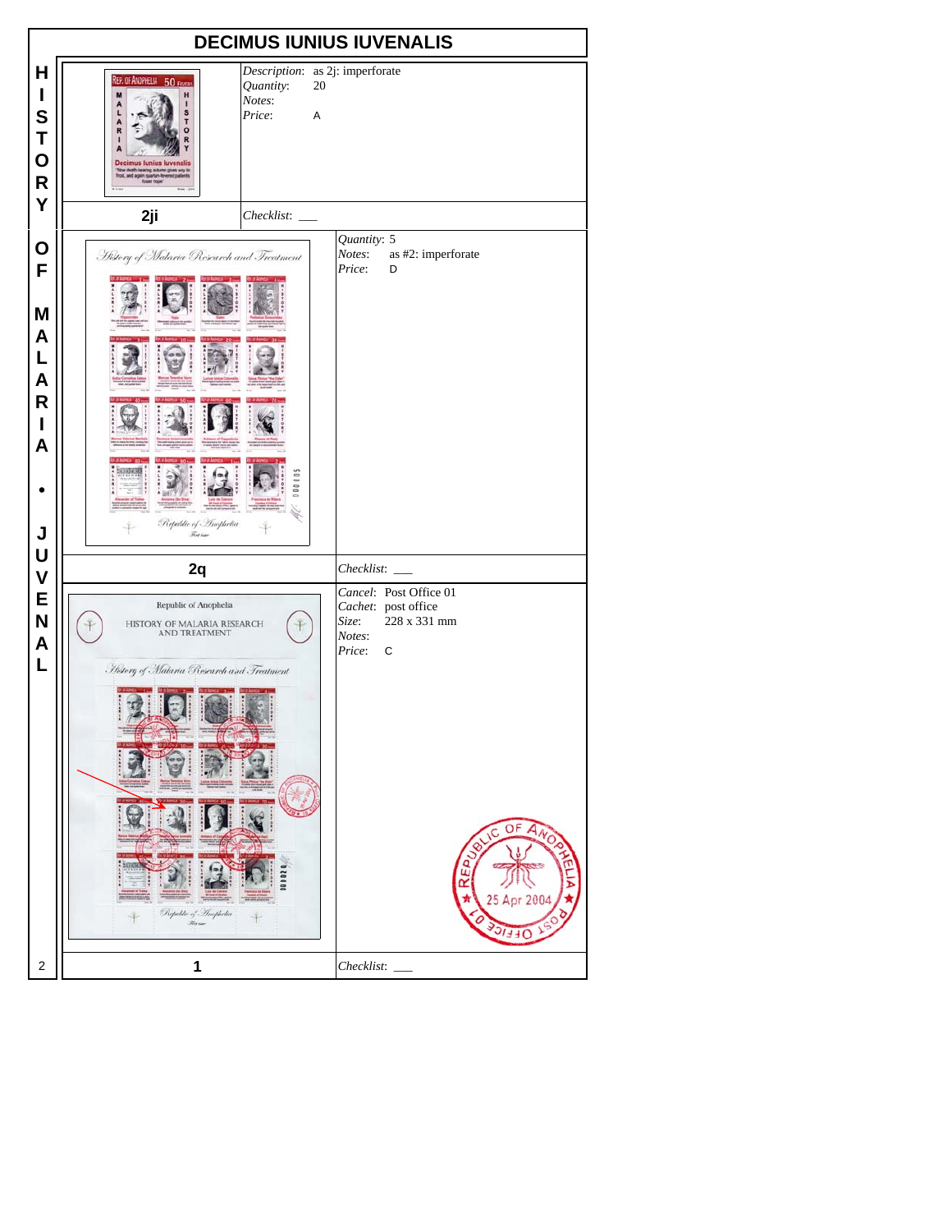# DECIMUS IUNIUS IUVENALIS

HISTORY OF MALARIA • JUVENAL

**2ji**

*Description*: as 2j: imperforate
*Quantity*: 20
*Notes*:
*Price*: A

*Checklist*: ___

**2q**

*Quantity*: 5
*Notes*: as #2: imperforate
*Price*: D

*Checklist*: ___

**1**

*Cancel*: Post Office 01
*Cachet*: post office
*Size*: 228 x 331 mm
*Notes*:
*Price*: C

*Checklist*: ___